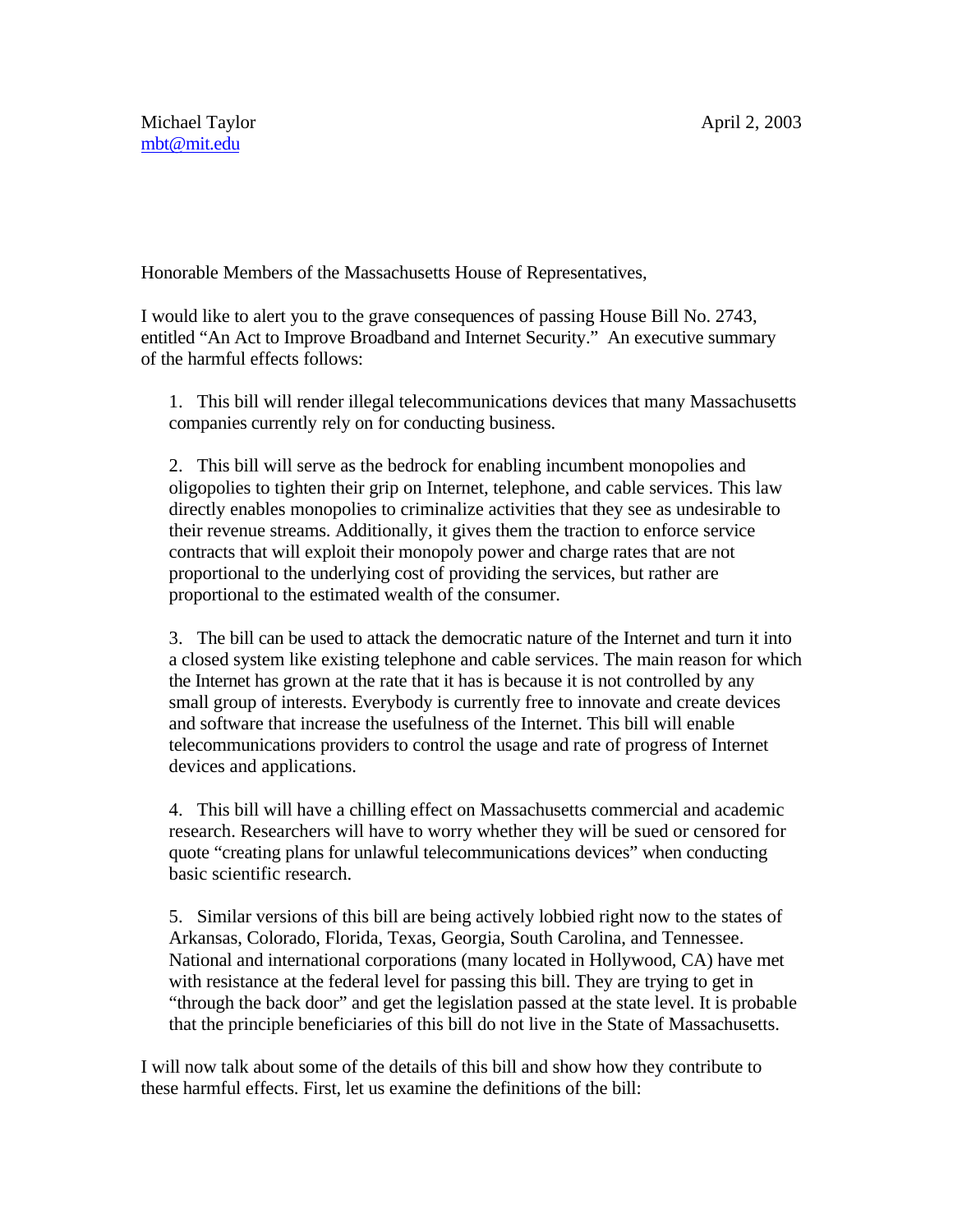Michael Taylor
mbt@mit.edu

April 2, 2003

Honorable Members of the Massachusetts House of Representatives,

I would like to alert you to the grave consequences of passing House Bill No. 2743, entitled "An Act to Improve Broadband and Internet Security." An executive summary of the harmful effects follows:

1. This bill will render illegal telecommunications devices that many Massachusetts companies currently rely on for conducting business.

2. This bill will serve as the bedrock for enabling incumbent monopolies and oligopolies to tighten their grip on Internet, telephone, and cable services. This law directly enables monopolies to criminalize activities that they see as undesirable to their revenue streams. Additionally, it gives them the traction to enforce service contracts that will exploit their monopoly power and charge rates that are not proportional to the underlying cost of providing the services, but rather are proportional to the estimated wealth of the consumer.

3. The bill can be used to attack the democratic nature of the Internet and turn it into a closed system like existing telephone and cable services. The main reason for which the Internet has grown at the rate that it has is because it is not controlled by any small group of interests. Everybody is currently free to innovate and create devices and software that increase the usefulness of the Internet. This bill will enable telecommunications providers to control the usage and rate of progress of Internet devices and applications.

4. This bill will have a chilling effect on Massachusetts commercial and academic research. Researchers will have to worry whether they will be sued or censored for quote "creating plans for unlawful telecommunications devices" when conducting basic scientific research.

5. Similar versions of this bill are being actively lobbied right now to the states of Arkansas, Colorado, Florida, Texas, Georgia, South Carolina, and Tennessee. National and international corporations (many located in Hollywood, CA) have met with resistance at the federal level for passing this bill. They are trying to get in "through the back door" and get the legislation passed at the state level. It is probable that the principle beneficiaries of this bill do not live in the State of Massachusetts.

I will now talk about some of the details of this bill and show how they contribute to these harmful effects. First, let us examine the definitions of the bill: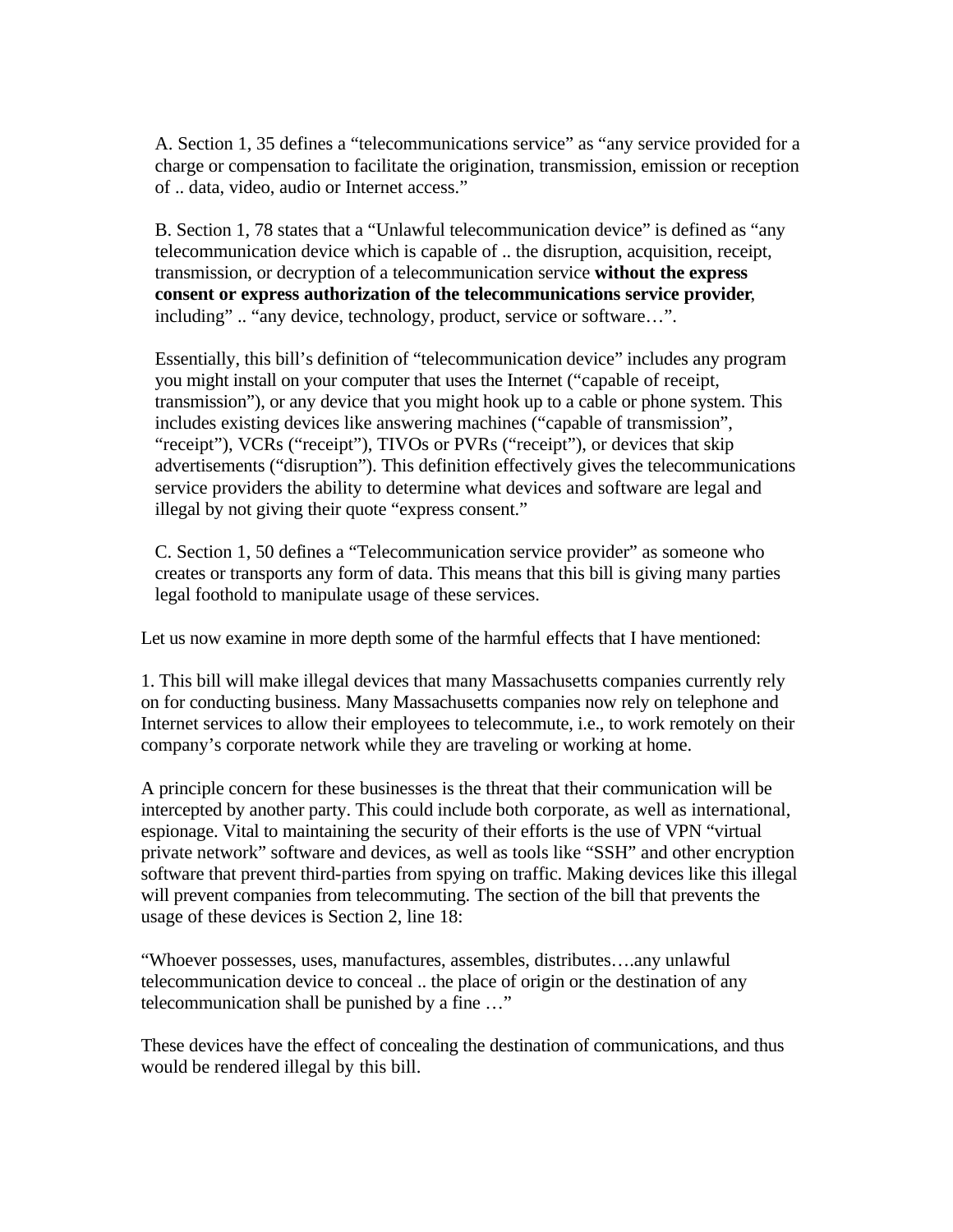A. Section 1, 35 defines a "telecommunications service" as "any service provided for a charge or compensation to facilitate the origination, transmission, emission or reception of .. data, video, audio or Internet access."

B. Section 1, 78 states that a "Unlawful telecommunication device" is defined as "any telecommunication device which is capable of .. the disruption, acquisition, receipt, transmission, or decryption of a telecommunication service **without the express consent or express authorization of the telecommunications service provider**, including" .. "any device, technology, product, service or software…".

Essentially, this bill's definition of "telecommunication device" includes any program you might install on your computer that uses the Internet ("capable of receipt, transmission"), or any device that you might hook up to a cable or phone system. This includes existing devices like answering machines ("capable of transmission", "receipt"), VCRs ("receipt"), TIVOs or PVRs ("receipt"), or devices that skip advertisements ("disruption"). This definition effectively gives the telecommunications service providers the ability to determine what devices and software are legal and illegal by not giving their quote "express consent."

C. Section 1, 50 defines a "Telecommunication service provider" as someone who creates or transports any form of data. This means that this bill is giving many parties legal foothold to manipulate usage of these services.

Let us now examine in more depth some of the harmful effects that I have mentioned:

1. This bill will make illegal devices that many Massachusetts companies currently rely on for conducting business. Many Massachusetts companies now rely on telephone and Internet services to allow their employees to telecommute, i.e., to work remotely on their company's corporate network while they are traveling or working at home.

A principle concern for these businesses is the threat that their communication will be intercepted by another party. This could include both corporate, as well as international, espionage. Vital to maintaining the security of their efforts is the use of VPN "virtual private network" software and devices, as well as tools like "SSH" and other encryption software that prevent third-parties from spying on traffic. Making devices like this illegal will prevent companies from telecommuting. The section of the bill that prevents the usage of these devices is Section 2, line 18:

"Whoever possesses, uses, manufactures, assembles, distributes….any unlawful telecommunication device to conceal .. the place of origin or the destination of any telecommunication shall be punished by a fine …"

These devices have the effect of concealing the destination of communications, and thus would be rendered illegal by this bill.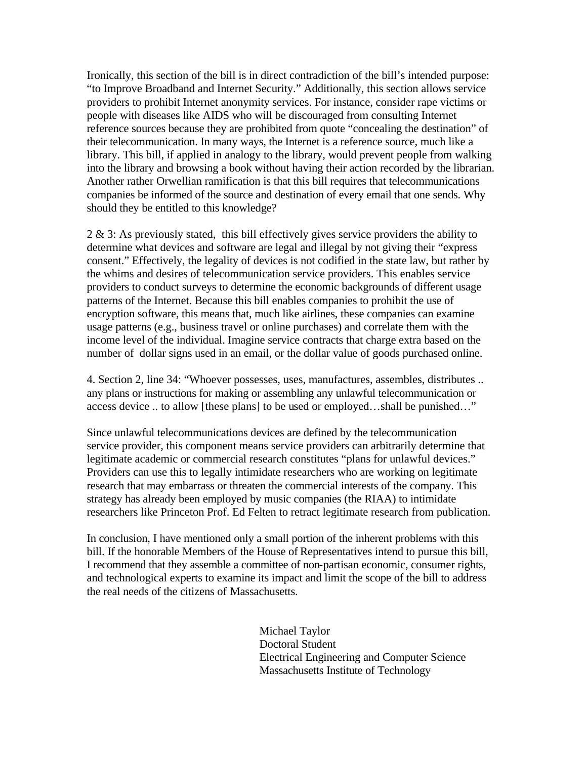Ironically, this section of the bill is in direct contradiction of the bill's intended purpose: "to Improve Broadband and Internet Security." Additionally, this section allows service providers to prohibit Internet anonymity services. For instance, consider rape victims or people with diseases like AIDS who will be discouraged from consulting Internet reference sources because they are prohibited from quote "concealing the destination" of their telecommunication. In many ways, the Internet is a reference source, much like a library. This bill, if applied in analogy to the library, would prevent people from walking into the library and browsing a book without having their action recorded by the librarian. Another rather Orwellian ramification is that this bill requires that telecommunications companies be informed of the source and destination of every email that one sends. Why should they be entitled to this knowledge?

2 & 3: As previously stated, this bill effectively gives service providers the ability to determine what devices and software are legal and illegal by not giving their "express consent." Effectively, the legality of devices is not codified in the state law, but rather by the whims and desires of telecommunication service providers. This enables service providers to conduct surveys to determine the economic backgrounds of different usage patterns of the Internet. Because this bill enables companies to prohibit the use of encryption software, this means that, much like airlines, these companies can examine usage patterns (e.g., business travel or online purchases) and correlate them with the income level of the individual. Imagine service contracts that charge extra based on the number of dollar signs used in an email, or the dollar value of goods purchased online.

4. Section 2, line 34: "Whoever possesses, uses, manufactures, assembles, distributes .. any plans or instructions for making or assembling any unlawful telecommunication or access device .. to allow [these plans] to be used or employed…shall be punished…"

Since unlawful telecommunications devices are defined by the telecommunication service provider, this component means service providers can arbitrarily determine that legitimate academic or commercial research constitutes "plans for unlawful devices." Providers can use this to legally intimidate researchers who are working on legitimate research that may embarrass or threaten the commercial interests of the company. This strategy has already been employed by music companies (the RIAA) to intimidate researchers like Princeton Prof. Ed Felten to retract legitimate research from publication.

In conclusion, I have mentioned only a small portion of the inherent problems with this bill. If the honorable Members of the House of Representatives intend to pursue this bill, I recommend that they assemble a committee of non-partisan economic, consumer rights, and technological experts to examine its impact and limit the scope of the bill to address the real needs of the citizens of Massachusetts.

Michael Taylor
Doctoral Student
Electrical Engineering and Computer Science
Massachusetts Institute of Technology